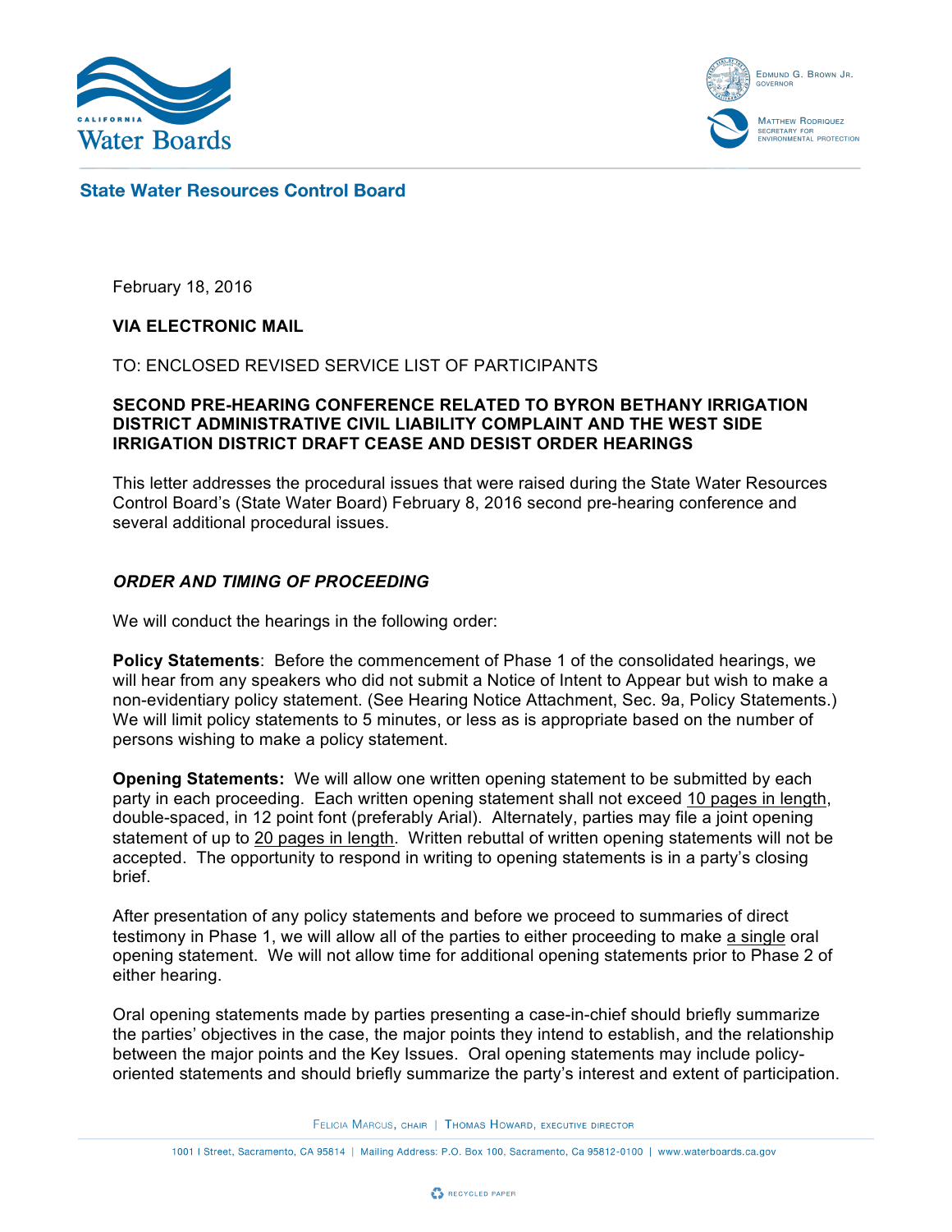**State Water Resources Control Board**

February 18, 2016

**VIA ELECTRONIC MAIL**

TO: ENCLOSED REVISED SERVICE LIST OF PARTICIPANTS

**SECOND PRE-HEARING CONFERENCE RELATED TO BYRON BETHANY IRRIGATION DISTRICT ADMINISTRATIVE CIVIL LIABILITY COMPLAINT AND THE WEST SIDE IRRIGATION DISTRICT DRAFT CEASE AND DESIST ORDER HEARINGS**

This letter addresses the procedural issues that were raised during the State Water Resources Control Board's (State Water Board) February 8, 2016 second pre-hearing conference and several additional procedural issues.

***ORDER AND TIMING OF PROCEEDING***

We will conduct the hearings in the following order:

**Policy Statements**: Before the commencement of Phase 1 of the consolidated hearings, we will hear from any speakers who did not submit a Notice of Intent to Appear but wish to make a non-evidentiary policy statement. (See Hearing Notice Attachment, Sec. 9a, Policy Statements.) We will limit policy statements to 5 minutes, or less as is appropriate based on the number of persons wishing to make a policy statement.

**Opening Statements:** We will allow one written opening statement to be submitted by each party in each proceeding. Each written opening statement shall not exceed 10 pages in length, double-spaced, in 12 point font (preferably Arial). Alternately, parties may file a joint opening statement of up to 20 pages in length. Written rebuttal of written opening statements will not be accepted. The opportunity to respond in writing to opening statements is in a party's closing brief.

After presentation of any policy statements and before we proceed to summaries of direct testimony in Phase 1, we will allow all of the parties to either proceeding to make a single oral opening statement. We will not allow time for additional opening statements prior to Phase 2 of either hearing.

Oral opening statements made by parties presenting a case-in-chief should briefly summarize the parties' objectives in the case, the major points they intend to establish, and the relationship between the major points and the Key Issues. Oral opening statements may include policy-oriented statements and should briefly summarize the party's interest and extent of participation.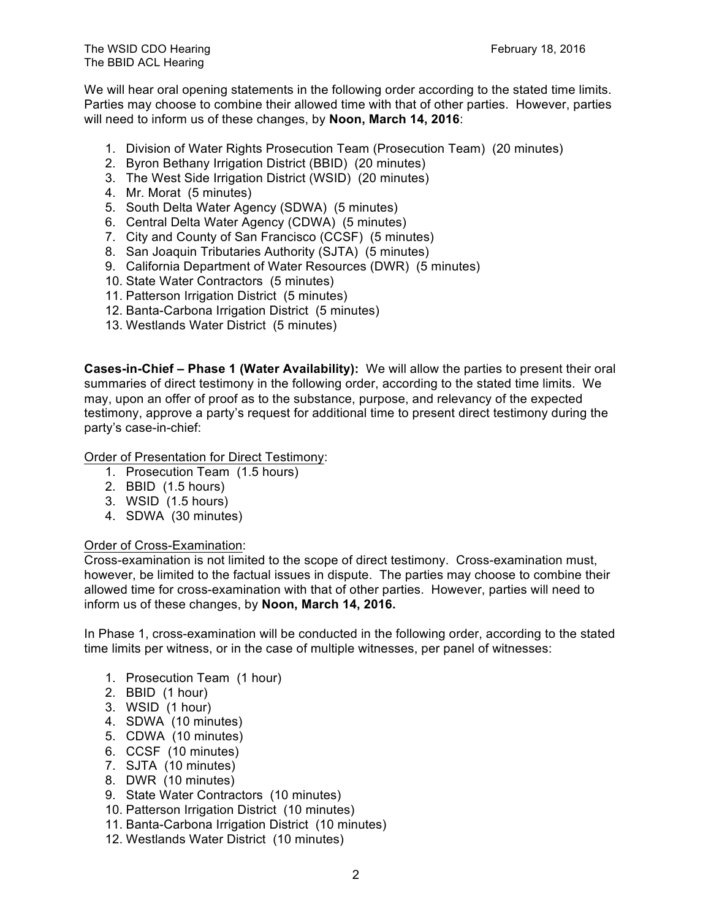We will hear oral opening statements in the following order according to the stated time limits. Parties may choose to combine their allowed time with that of other parties. However, parties will need to inform us of these changes, by **Noon, March 14, 2016**:

1. Division of Water Rights Prosecution Team (Prosecution Team) (20 minutes)
2. Byron Bethany Irrigation District (BBID) (20 minutes)
3. The West Side Irrigation District (WSID) (20 minutes)
4. Mr. Morat (5 minutes)
5. South Delta Water Agency (SDWA) (5 minutes)
6. Central Delta Water Agency (CDWA) (5 minutes)
7. City and County of San Francisco (CCSF) (5 minutes)
8. San Joaquin Tributaries Authority (SJTA) (5 minutes)
9. California Department of Water Resources (DWR) (5 minutes)
10. State Water Contractors (5 minutes)
11. Patterson Irrigation District (5 minutes)
12. Banta-Carbona Irrigation District (5 minutes)
13. Westlands Water District (5 minutes)

**Cases-in-Chief – Phase 1 (Water Availability):** We will allow the parties to present their oral summaries of direct testimony in the following order, according to the stated time limits. We may, upon an offer of proof as to the substance, purpose, and relevancy of the expected testimony, approve a party's request for additional time to present direct testimony during the party's case-in-chief:

Order of Presentation for Direct Testimony:

1. Prosecution Team (1.5 hours)
2. BBID (1.5 hours)
3. WSID (1.5 hours)
4. SDWA (30 minutes)

Order of Cross-Examination:

Cross-examination is not limited to the scope of direct testimony. Cross-examination must, however, be limited to the factual issues in dispute. The parties may choose to combine their allowed time for cross-examination with that of other parties. However, parties will need to inform us of these changes, by **Noon, March 14, 2016.**

In Phase 1, cross-examination will be conducted in the following order, according to the stated time limits per witness, or in the case of multiple witnesses, per panel of witnesses:

1. Prosecution Team (1 hour)
2. BBID (1 hour)
3. WSID (1 hour)
4. SDWA (10 minutes)
5. CDWA (10 minutes)
6. CCSF (10 minutes)
7. SJTA (10 minutes)
8. DWR (10 minutes)
9. State Water Contractors (10 minutes)
10. Patterson Irrigation District (10 minutes)
11. Banta-Carbona Irrigation District (10 minutes)
12. Westlands Water District (10 minutes)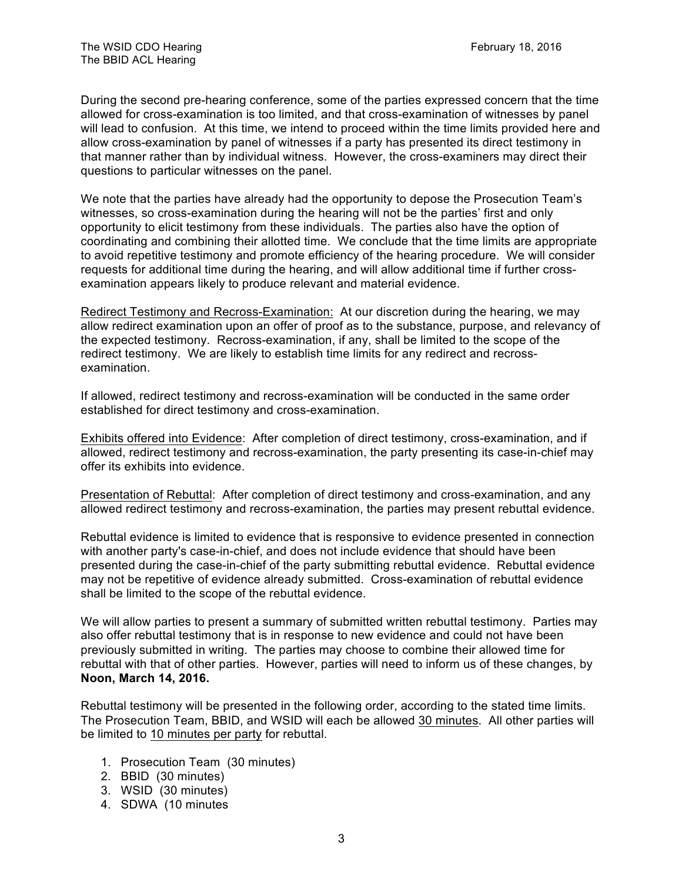During the second pre-hearing conference, some of the parties expressed concern that the time allowed for cross-examination is too limited, and that cross-examination of witnesses by panel will lead to confusion. At this time, we intend to proceed within the time limits provided here and allow cross-examination by panel of witnesses if a party has presented its direct testimony in that manner rather than by individual witness. However, the cross-examiners may direct their questions to particular witnesses on the panel.

We note that the parties have already had the opportunity to depose the Prosecution Team's witnesses, so cross-examination during the hearing will not be the parties' first and only opportunity to elicit testimony from these individuals. The parties also have the option of coordinating and combining their allotted time. We conclude that the time limits are appropriate to avoid repetitive testimony and promote efficiency of the hearing procedure. We will consider requests for additional time during the hearing, and will allow additional time if further cross-examination appears likely to produce relevant and material evidence.

Redirect Testimony and Recross-Examination: At our discretion during the hearing, we may allow redirect examination upon an offer of proof as to the substance, purpose, and relevancy of the expected testimony. Recross-examination, if any, shall be limited to the scope of the redirect testimony. We are likely to establish time limits for any redirect and recross-examination.

If allowed, redirect testimony and recross-examination will be conducted in the same order established for direct testimony and cross-examination.

Exhibits offered into Evidence: After completion of direct testimony, cross-examination, and if allowed, redirect testimony and recross-examination, the party presenting its case-in-chief may offer its exhibits into evidence.

Presentation of Rebuttal: After completion of direct testimony and cross-examination, and any allowed redirect testimony and recross-examination, the parties may present rebuttal evidence.

Rebuttal evidence is limited to evidence that is responsive to evidence presented in connection with another party's case-in-chief, and does not include evidence that should have been presented during the case-in-chief of the party submitting rebuttal evidence. Rebuttal evidence may not be repetitive of evidence already submitted. Cross-examination of rebuttal evidence shall be limited to the scope of the rebuttal evidence.

We will allow parties to present a summary of submitted written rebuttal testimony. Parties may also offer rebuttal testimony that is in response to new evidence and could not have been previously submitted in writing. The parties may choose to combine their allowed time for rebuttal with that of other parties. However, parties will need to inform us of these changes, by **Noon, March 14, 2016.**

Rebuttal testimony will be presented in the following order, according to the stated time limits. The Prosecution Team, BBID, and WSID will each be allowed 30 minutes. All other parties will be limited to 10 minutes per party for rebuttal.

1. Prosecution Team (30 minutes)
2. BBID (30 minutes)
3. WSID (30 minutes)
4. SDWA (10 minutes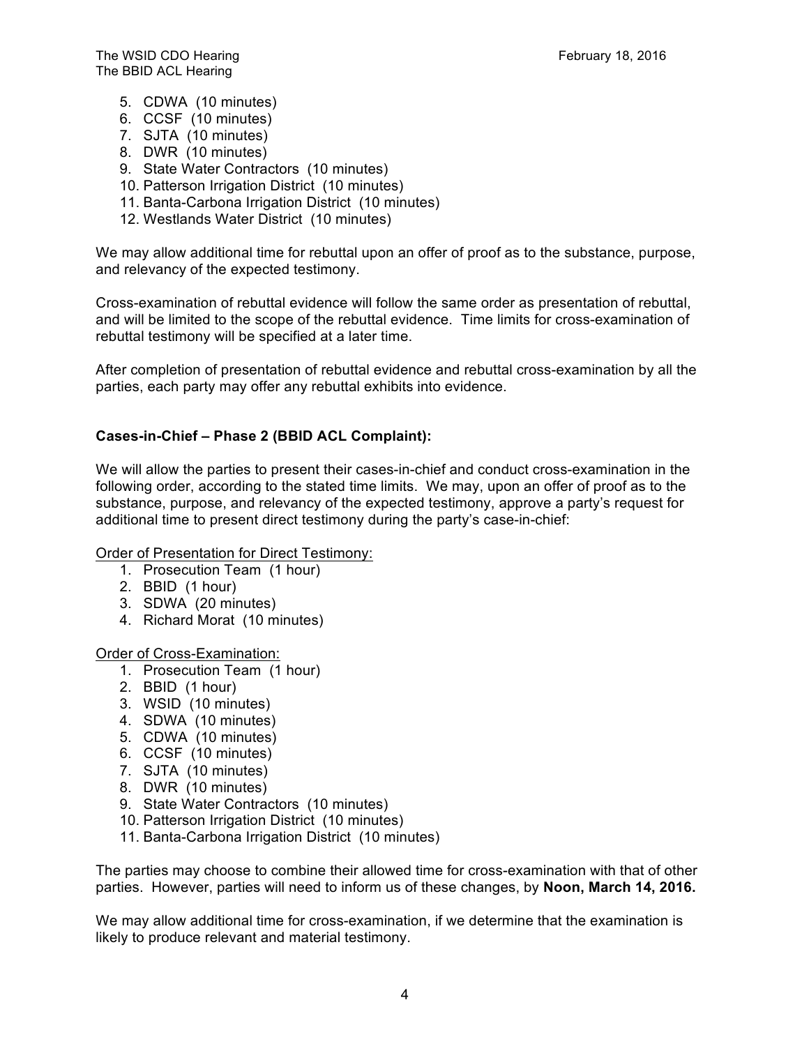5. CDWA (10 minutes)
6. CCSF (10 minutes)
7. SJTA (10 minutes)
8. DWR (10 minutes)
9. State Water Contractors (10 minutes)
10. Patterson Irrigation District (10 minutes)
11. Banta-Carbona Irrigation District (10 minutes)
12. Westlands Water District (10 minutes)

We may allow additional time for rebuttal upon an offer of proof as to the substance, purpose, and relevancy of the expected testimony.

Cross-examination of rebuttal evidence will follow the same order as presentation of rebuttal, and will be limited to the scope of the rebuttal evidence. Time limits for cross-examination of rebuttal testimony will be specified at a later time.

After completion of presentation of rebuttal evidence and rebuttal cross-examination by all the parties, each party may offer any rebuttal exhibits into evidence.

**Cases-in-Chief – Phase 2 (BBID ACL Complaint):**

We will allow the parties to present their cases-in-chief and conduct cross-examination in the following order, according to the stated time limits. We may, upon an offer of proof as to the substance, purpose, and relevancy of the expected testimony, approve a party's request for additional time to present direct testimony during the party's case-in-chief:

Order of Presentation for Direct Testimony:

1. Prosecution Team (1 hour)
2. BBID (1 hour)
3. SDWA (20 minutes)
4. Richard Morat (10 minutes)

Order of Cross-Examination:

1. Prosecution Team (1 hour)
2. BBID (1 hour)
3. WSID (10 minutes)
4. SDWA (10 minutes)
5. CDWA (10 minutes)
6. CCSF (10 minutes)
7. SJTA (10 minutes)
8. DWR (10 minutes)
9. State Water Contractors (10 minutes)
10. Patterson Irrigation District (10 minutes)
11. Banta-Carbona Irrigation District (10 minutes)

The parties may choose to combine their allowed time for cross-examination with that of other parties. However, parties will need to inform us of these changes, by **Noon, March 14, 2016.**

We may allow additional time for cross-examination, if we determine that the examination is likely to produce relevant and material testimony.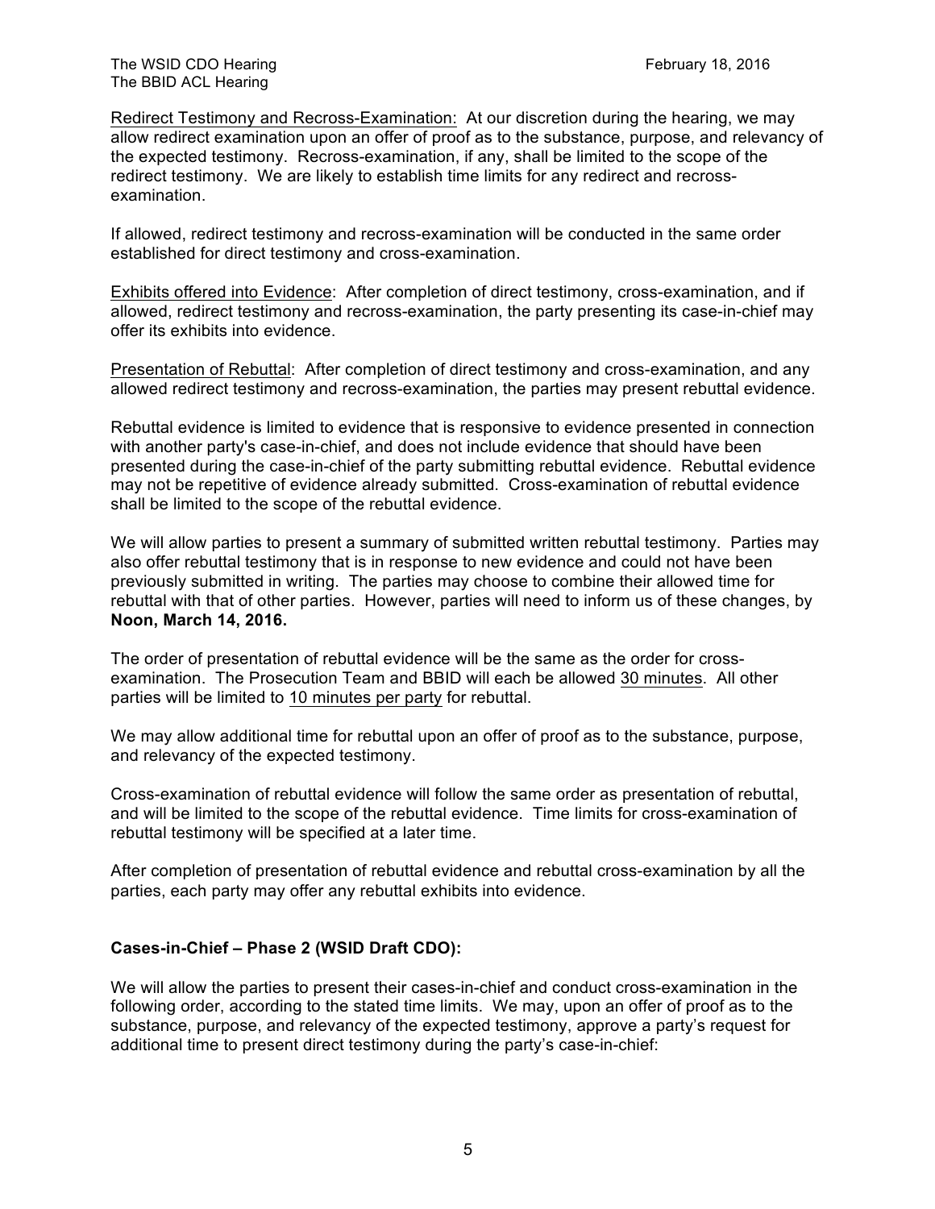Redirect Testimony and Recross-Examination: At our discretion during the hearing, we may allow redirect examination upon an offer of proof as to the substance, purpose, and relevancy of the expected testimony. Recross-examination, if any, shall be limited to the scope of the redirect testimony. We are likely to establish time limits for any redirect and recross-examination.

If allowed, redirect testimony and recross-examination will be conducted in the same order established for direct testimony and cross-examination.

Exhibits offered into Evidence: After completion of direct testimony, cross-examination, and if allowed, redirect testimony and recross-examination, the party presenting its case-in-chief may offer its exhibits into evidence.

Presentation of Rebuttal: After completion of direct testimony and cross-examination, and any allowed redirect testimony and recross-examination, the parties may present rebuttal evidence.

Rebuttal evidence is limited to evidence that is responsive to evidence presented in connection with another party's case-in-chief, and does not include evidence that should have been presented during the case-in-chief of the party submitting rebuttal evidence. Rebuttal evidence may not be repetitive of evidence already submitted. Cross-examination of rebuttal evidence shall be limited to the scope of the rebuttal evidence.

We will allow parties to present a summary of submitted written rebuttal testimony. Parties may also offer rebuttal testimony that is in response to new evidence and could not have been previously submitted in writing. The parties may choose to combine their allowed time for rebuttal with that of other parties. However, parties will need to inform us of these changes, by **Noon, March 14, 2016.**

The order of presentation of rebuttal evidence will be the same as the order for cross-examination. The Prosecution Team and BBID will each be allowed 30 minutes. All other parties will be limited to 10 minutes per party for rebuttal.

We may allow additional time for rebuttal upon an offer of proof as to the substance, purpose, and relevancy of the expected testimony.

Cross-examination of rebuttal evidence will follow the same order as presentation of rebuttal, and will be limited to the scope of the rebuttal evidence. Time limits for cross-examination of rebuttal testimony will be specified at a later time.

After completion of presentation of rebuttal evidence and rebuttal cross-examination by all the parties, each party may offer any rebuttal exhibits into evidence.

**Cases-in-Chief – Phase 2 (WSID Draft CDO):**

We will allow the parties to present their cases-in-chief and conduct cross-examination in the following order, according to the stated time limits. We may, upon an offer of proof as to the substance, purpose, and relevancy of the expected testimony, approve a party's request for additional time to present direct testimony during the party's case-in-chief: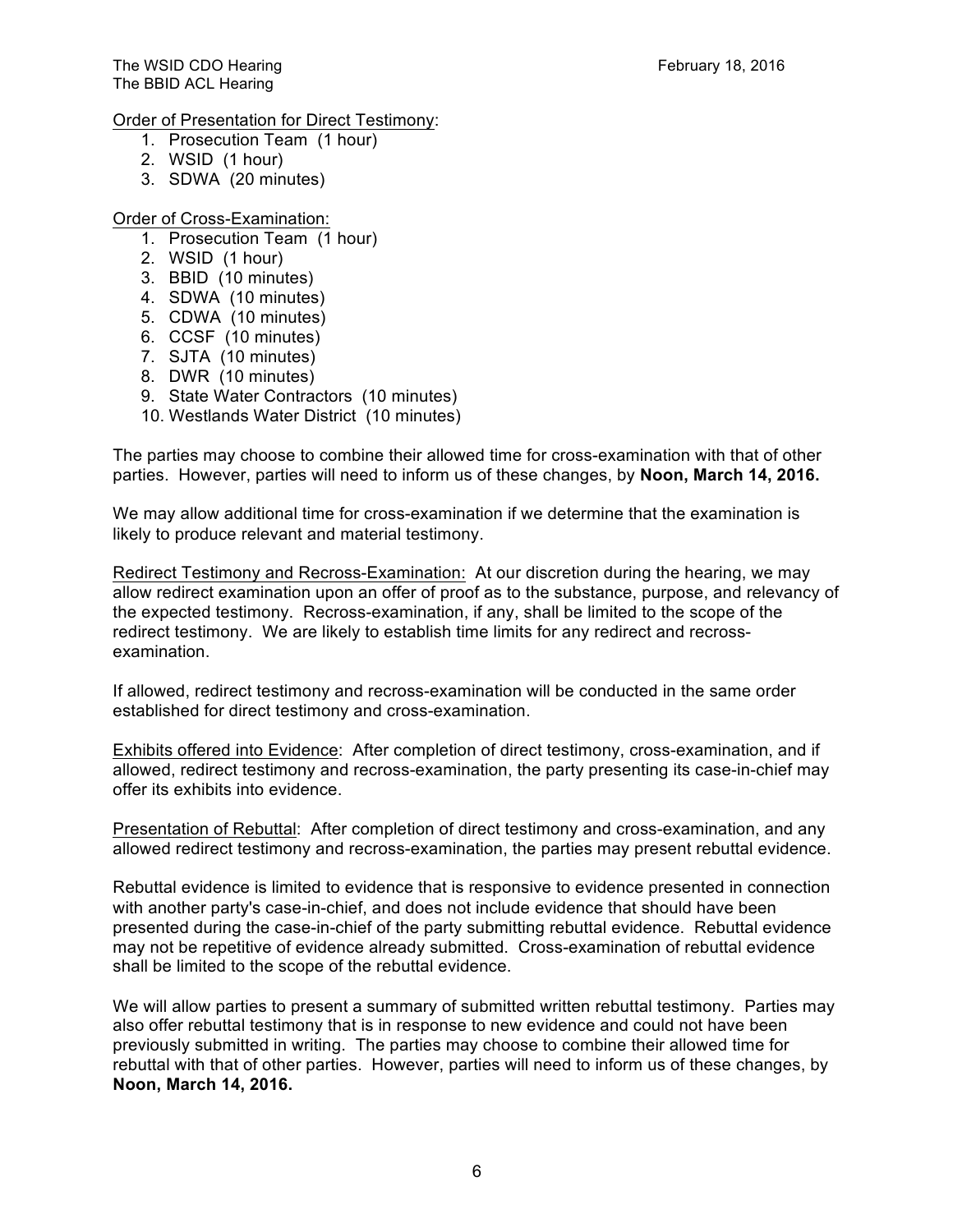Order of Presentation for Direct Testimony:

1. Prosecution Team (1 hour)
2. WSID (1 hour)
3. SDWA (20 minutes)

Order of Cross-Examination:

1. Prosecution Team (1 hour)
2. WSID (1 hour)
3. BBID (10 minutes)
4. SDWA (10 minutes)
5. CDWA (10 minutes)
6. CCSF (10 minutes)
7. SJTA (10 minutes)
8. DWR (10 minutes)
9. State Water Contractors (10 minutes)
10. Westlands Water District (10 minutes)

The parties may choose to combine their allowed time for cross-examination with that of other parties. However, parties will need to inform us of these changes, by **Noon, March 14, 2016.**

We may allow additional time for cross-examination if we determine that the examination is likely to produce relevant and material testimony.

Redirect Testimony and Recross-Examination: At our discretion during the hearing, we may allow redirect examination upon an offer of proof as to the substance, purpose, and relevancy of the expected testimony. Recross-examination, if any, shall be limited to the scope of the redirect testimony. We are likely to establish time limits for any redirect and recross-examination.

If allowed, redirect testimony and recross-examination will be conducted in the same order established for direct testimony and cross-examination.

Exhibits offered into Evidence: After completion of direct testimony, cross-examination, and if allowed, redirect testimony and recross-examination, the party presenting its case-in-chief may offer its exhibits into evidence.

Presentation of Rebuttal: After completion of direct testimony and cross-examination, and any allowed redirect testimony and recross-examination, the parties may present rebuttal evidence.

Rebuttal evidence is limited to evidence that is responsive to evidence presented in connection with another party's case-in-chief, and does not include evidence that should have been presented during the case-in-chief of the party submitting rebuttal evidence. Rebuttal evidence may not be repetitive of evidence already submitted. Cross-examination of rebuttal evidence shall be limited to the scope of the rebuttal evidence.

We will allow parties to present a summary of submitted written rebuttal testimony. Parties may also offer rebuttal testimony that is in response to new evidence and could not have been previously submitted in writing. The parties may choose to combine their allowed time for rebuttal with that of other parties. However, parties will need to inform us of these changes, by **Noon, March 14, 2016.**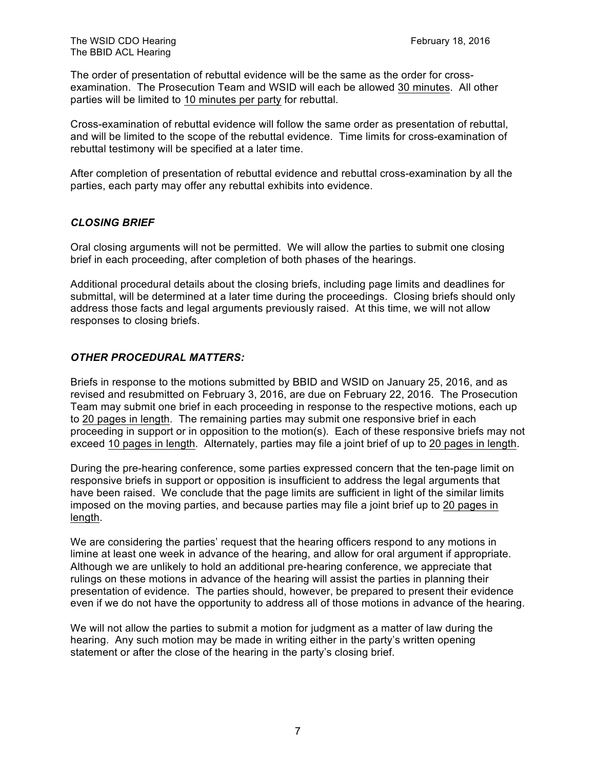The order of presentation of rebuttal evidence will be the same as the order for cross-examination. The Prosecution Team and WSID will each be allowed 30 minutes. All other parties will be limited to 10 minutes per party for rebuttal.

Cross-examination of rebuttal evidence will follow the same order as presentation of rebuttal, and will be limited to the scope of the rebuttal evidence. Time limits for cross-examination of rebuttal testimony will be specified at a later time.

After completion of presentation of rebuttal evidence and rebuttal cross-examination by all the parties, each party may offer any rebuttal exhibits into evidence.

### *CLOSING BRIEF*

Oral closing arguments will not be permitted. We will allow the parties to submit one closing brief in each proceeding, after completion of both phases of the hearings.

Additional procedural details about the closing briefs, including page limits and deadlines for submittal, will be determined at a later time during the proceedings. Closing briefs should only address those facts and legal arguments previously raised. At this time, we will not allow responses to closing briefs.

### *OTHER PROCEDURAL MATTERS:*

Briefs in response to the motions submitted by BBID and WSID on January 25, 2016, and as revised and resubmitted on February 3, 2016, are due on February 22, 2016. The Prosecution Team may submit one brief in each proceeding in response to the respective motions, each up to 20 pages in length. The remaining parties may submit one responsive brief in each proceeding in support or in opposition to the motion(s). Each of these responsive briefs may not exceed 10 pages in length. Alternately, parties may file a joint brief of up to 20 pages in length.

During the pre-hearing conference, some parties expressed concern that the ten-page limit on responsive briefs in support or opposition is insufficient to address the legal arguments that have been raised. We conclude that the page limits are sufficient in light of the similar limits imposed on the moving parties, and because parties may file a joint brief up to 20 pages in length.

We are considering the parties' request that the hearing officers respond to any motions in limine at least one week in advance of the hearing, and allow for oral argument if appropriate. Although we are unlikely to hold an additional pre-hearing conference, we appreciate that rulings on these motions in advance of the hearing will assist the parties in planning their presentation of evidence. The parties should, however, be prepared to present their evidence even if we do not have the opportunity to address all of those motions in advance of the hearing.

We will not allow the parties to submit a motion for judgment as a matter of law during the hearing. Any such motion may be made in writing either in the party's written opening statement or after the close of the hearing in the party's closing brief.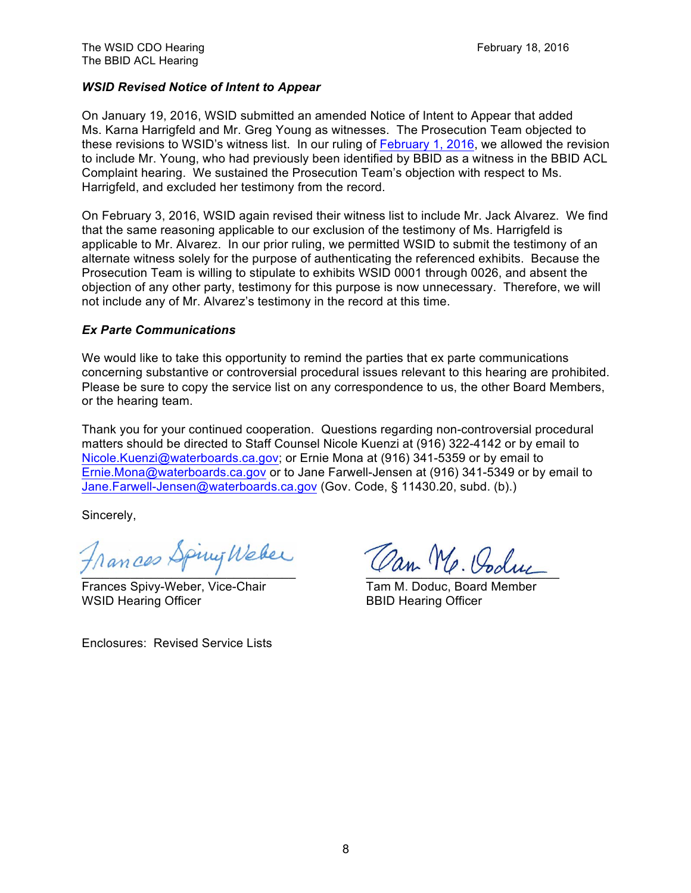### *WSID Revised Notice of Intent to Appear*

On January 19, 2016, WSID submitted an amended Notice of Intent to Appear that added Ms. Karna Harrigfeld and Mr. Greg Young as witnesses. The Prosecution Team objected to these revisions to WSID's witness list. In our ruling of February 1, 2016, we allowed the revision to include Mr. Young, who had previously been identified by BBID as a witness in the BBID ACL Complaint hearing. We sustained the Prosecution Team's objection with respect to Ms. Harrigfeld, and excluded her testimony from the record.

On February 3, 2016, WSID again revised their witness list to include Mr. Jack Alvarez. We find that the same reasoning applicable to our exclusion of the testimony of Ms. Harrigfeld is applicable to Mr. Alvarez. In our prior ruling, we permitted WSID to submit the testimony of an alternate witness solely for the purpose of authenticating the referenced exhibits. Because the Prosecution Team is willing to stipulate to exhibits WSID 0001 through 0026, and absent the objection of any other party, testimony for this purpose is now unnecessary. Therefore, we will not include any of Mr. Alvarez's testimony in the record at this time.

### *Ex Parte Communications*

We would like to take this opportunity to remind the parties that ex parte communications concerning substantive or controversial procedural issues relevant to this hearing are prohibited. Please be sure to copy the service list on any correspondence to us, the other Board Members, or the hearing team.

Thank you for your continued cooperation. Questions regarding non-controversial procedural matters should be directed to Staff Counsel Nicole Kuenzi at (916) 322-4142 or by email to Nicole.Kuenzi@waterboards.ca.gov; or Ernie Mona at (916) 341-5359 or by email to Ernie.Mona@waterboards.ca.gov or to Jane Farwell-Jensen at (916) 341-5349 or by email to Jane.Farwell-Jensen@waterboards.ca.gov (Gov. Code, § 11430.20, subd. (b).)

Sincerely,

Frances Spivy-Weber, Vice-Chair
WSID Hearing Officer

Tam M. Doduc, Board Member
BBID Hearing Officer

Enclosures: Revised Service Lists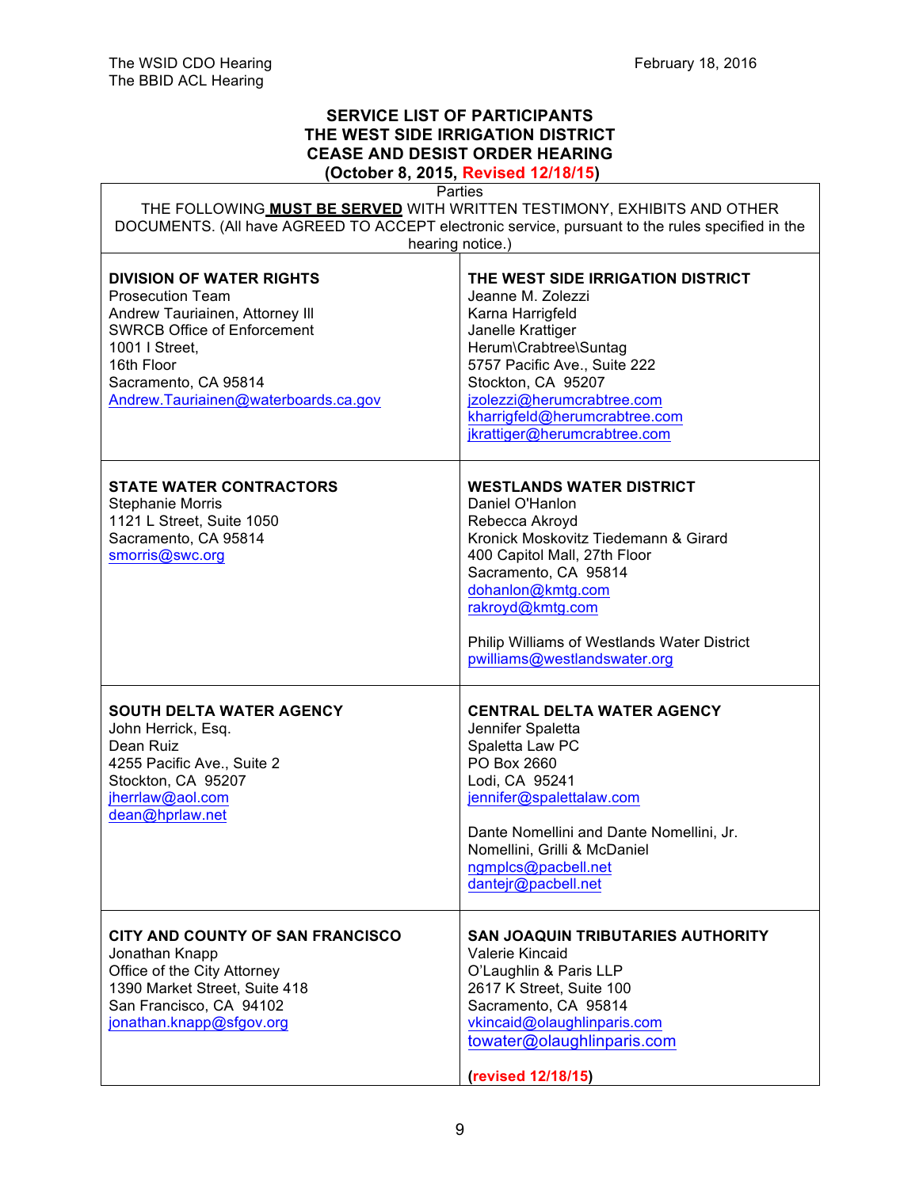The WSID CDO Hearing
The BBID ACL Hearing

February 18, 2016

**SERVICE LIST OF PARTICIPANTS**
**THE WEST SIDE IRRIGATION DISTRICT**
**CEASE AND DESIST ORDER HEARING**
**(October 8, 2015, Revised 12/18/15)**

| Parties | |
|---|---|
| THE FOLLOWING **MUST BE SERVED** WITH WRITTEN TESTIMONY, EXHIBITS AND OTHER DOCUMENTS. (All have AGREED TO ACCEPT electronic service, pursuant to the rules specified in the hearing notice.) | |
| **DIVISION OF WATER RIGHTS**<br>Prosecution Team<br>Andrew Tauriainen, Attorney III<br>SWRCB Office of Enforcement<br>1001 I Street,<br>16th Floor<br>Sacramento, CA 95814<br>Andrew.Tauriainen@waterboards.ca.gov | **THE WEST SIDE IRRIGATION DISTRICT**<br>Jeanne M. Zolezzi<br>Karna Harrigfeld<br>Janelle Krattiger<br>Herum\Crabtree\Suntag<br>5757 Pacific Ave., Suite 222<br>Stockton, CA 95207<br>jzolezzi@herumcrabtree.com<br>kharrigfeld@herumcrabtree.com<br>jkrattiger@herumcrabtree.com |
| **STATE WATER CONTRACTORS**<br>Stephanie Morris<br>1121 L Street, Suite 1050<br>Sacramento, CA 95814<br>smorris@swc.org | **WESTLANDS WATER DISTRICT**<br>Daniel O'Hanlon<br>Rebecca Akroyd<br>Kronick Moskovitz Tiedemann & Girard<br>400 Capitol Mall, 27th Floor<br>Sacramento, CA 95814<br>dohanlon@kmtg.com<br>rakroyd@kmtg.com<br><br>Philip Williams of Westlands Water District<br>pwilliams@westlandswater.org |
| **SOUTH DELTA WATER AGENCY**<br>John Herrick, Esq.<br>Dean Ruiz<br>4255 Pacific Ave., Suite 2<br>Stockton, CA 95207<br>jherrlaw@aol.com<br>dean@hprlaw.net | **CENTRAL DELTA WATER AGENCY**<br>Jennifer Spaletta<br>Spaletta Law PC<br>PO Box 2660<br>Lodi, CA 95241<br>jennifer@spalettalaw.com<br><br>Dante Nomellini and Dante Nomellini, Jr.<br>Nomellini, Grilli & McDaniel<br>ngmplcs@pacbell.net<br>dantejr@pacbell.net |
| **CITY AND COUNTY OF SAN FRANCISCO**<br>Jonathan Knapp<br>Office of the City Attorney<br>1390 Market Street, Suite 418<br>San Francisco, CA 94102<br>jonathan.knapp@sfgov.org | **SAN JOAQUIN TRIBUTARIES AUTHORITY**<br>Valerie Kincaid<br>O'Laughlin & Paris LLP<br>2617 K Street, Suite 100<br>Sacramento, CA 95814<br>vkincaid@olaughlinparis.com<br>towater@olaughlinparis.com<br><br>**(revised 12/18/15)** |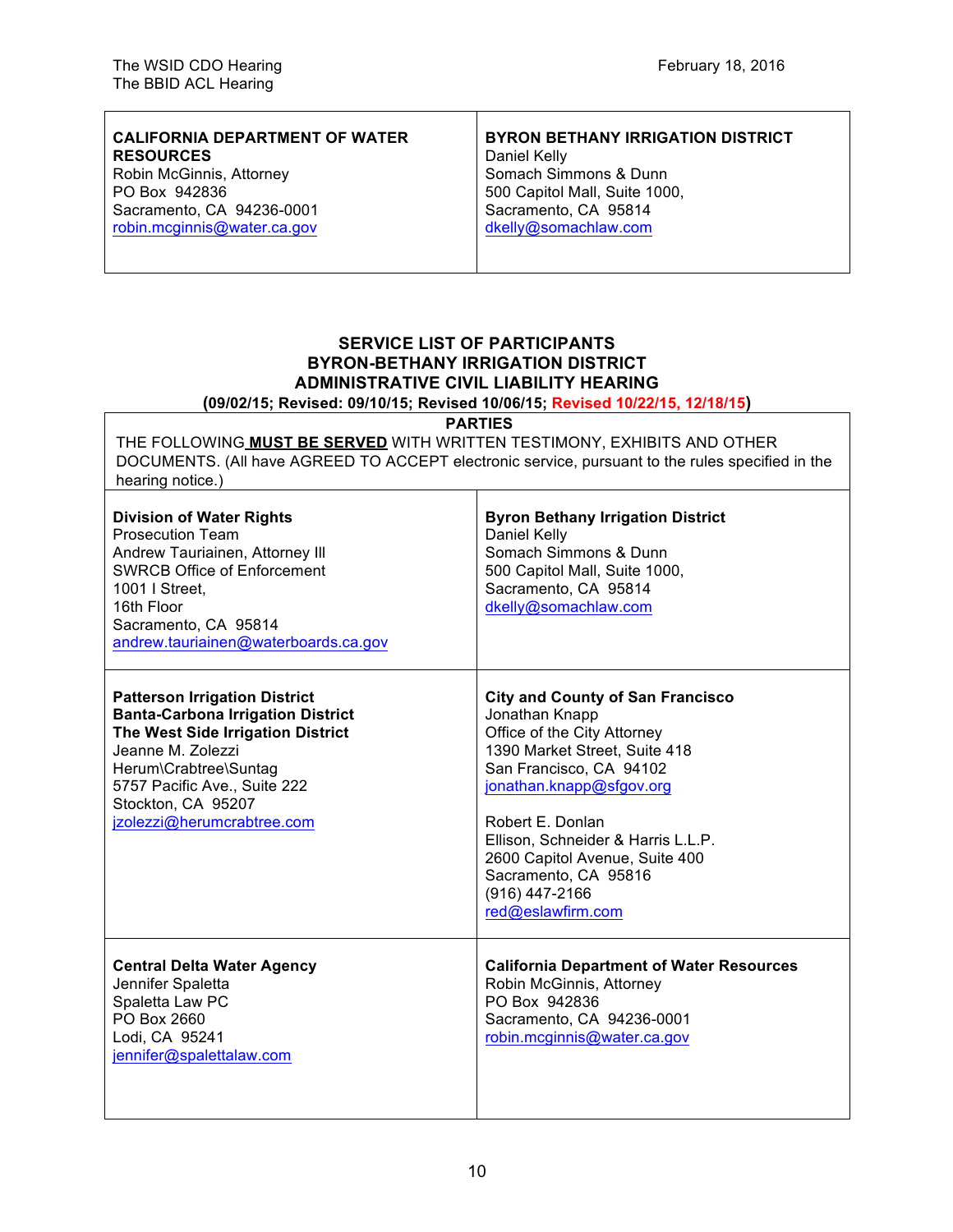| CALIFORNIA DEPARTMENT OF WATER RESOURCES | BYRON BETHANY IRRIGATION DISTRICT |
| --- | --- |
| Robin McGinnis, Attorney<br>PO Box 942836<br>Sacramento, CA 94236-0001<br>robin.mcginnis@water.ca.gov | Daniel Kelly<br>Somach Simmons & Dunn<br>500 Capitol Mall, Suite 1000,<br>Sacramento, CA 95814<br>dkelly@somachlaw.com |

## SERVICE LIST OF PARTICIPANTS
## BYRON-BETHANY IRRIGATION DISTRICT
## ADMINISTRATIVE CIVIL LIABILITY HEARING

**(09/02/15; Revised: 09/10/15; Revised 10/06/15; Revised 10/22/15, 12/18/15)**

**PARTIES**

THE FOLLOWING **MUST BE SERVED** WITH WRITTEN TESTIMONY, EXHIBITS AND OTHER DOCUMENTS. (All have AGREED TO ACCEPT electronic service, pursuant to the rules specified in the hearing notice.)

| | |
| --- | --- |
| **Division of Water Rights**<br>Prosecution Team<br>Andrew Tauriainen, Attorney III<br>SWRCB Office of Enforcement<br>1001 I Street,<br>16th Floor<br>Sacramento, CA 95814<br>andrew.tauriainen@waterboards.ca.gov | **Byron Bethany Irrigation District**<br>Daniel Kelly<br>Somach Simmons & Dunn<br>500 Capitol Mall, Suite 1000,<br>Sacramento, CA 95814<br>dkelly@somachlaw.com |
| **Patterson Irrigation District**<br>**Banta-Carbona Irrigation District**<br>**The West Side Irrigation District**<br>Jeanne M. Zolezzi<br>Herum\Crabtree\Suntag<br>5757 Pacific Ave., Suite 222<br>Stockton, CA 95207<br>jzolezzi@herumcrabtree.com | **City and County of San Francisco**<br>Jonathan Knapp<br>Office of the City Attorney<br>1390 Market Street, Suite 418<br>San Francisco, CA 94102<br>jonathan.knapp@sfgov.org<br><br>Robert E. Donlan<br>Ellison, Schneider & Harris L.L.P.<br>2600 Capitol Avenue, Suite 400<br>Sacramento, CA 95816<br>(916) 447-2166<br>red@eslawfirm.com |
| **Central Delta Water Agency**<br>Jennifer Spaletta<br>Spaletta Law PC<br>PO Box 2660<br>Lodi, CA 95241<br>jennifer@spalettalaw.com | **California Department of Water Resources**<br>Robin McGinnis, Attorney<br>PO Box 942836<br>Sacramento, CA 94236-0001<br>robin.mcginnis@water.ca.gov |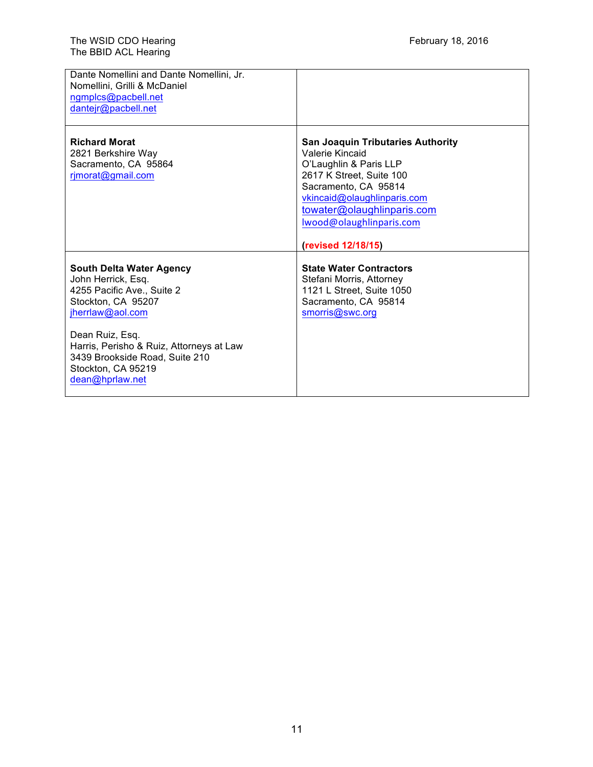| | |
|---|---|
| Dante Nomellini and Dante Nomellini, Jr.<br>Nomellini, Grilli & McDaniel<br>ngmplcs@pacbell.net<br>dantejr@pacbell.net | |
| **Richard Morat**<br>2821 Berkshire Way<br>Sacramento, CA 95864<br>rjmorat@gmail.com | **San Joaquin Tributaries Authority**<br>Valerie Kincaid<br>O'Laughlin & Paris LLP<br>2617 K Street, Suite 100<br>Sacramento, CA 95814<br>vkincaid@olaughlinparis.com<br>towater@olaughlinparis.com<br>lwood@olaughlinparis.com<br><br>**(revised 12/18/15)** |
| **South Delta Water Agency**<br>John Herrick, Esq.<br>4255 Pacific Ave., Suite 2<br>Stockton, CA 95207<br>jherrlaw@aol.com<br><br>Dean Ruiz, Esq.<br>Harris, Perisho & Ruiz, Attorneys at Law<br>3439 Brookside Road, Suite 210<br>Stockton, CA 95219<br>dean@hprlaw.net | **State Water Contractors**<br>Stefani Morris, Attorney<br>1121 L Street, Suite 1050<br>Sacramento, CA 95814<br>smorris@swc.org |